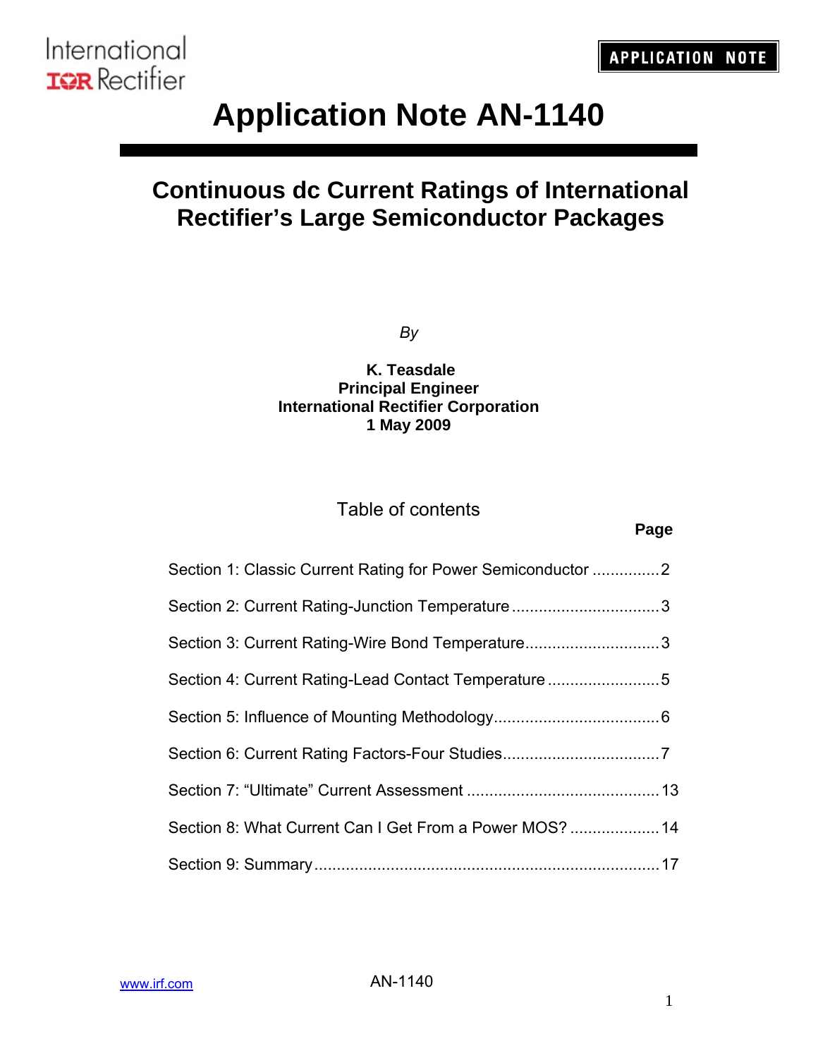# Application Note AN-1140

## Continuous dc Current Ratings of International Rectifier's Large Semiconductor Packages

*By*

**K. Teasdale**
**Principal Engineer**
**International Rectifier Corporation**
**1 May 2009**

Table of contents

| | Page |
|---|---|
| Section 1: Classic Current Rating for Power Semiconductor | 2 |
| Section 2: Current Rating-Junction Temperature | 3 |
| Section 3: Current Rating-Wire Bond Temperature | 3 |
| Section 4: Current Rating-Lead Contact Temperature | 5 |
| Section 5: Influence of Mounting Methodology | 6 |
| Section 6: Current Rating Factors-Four Studies | 7 |
| Section 7: "Ultimate" Current Assessment | 13 |
| Section 8: What Current Can I Get From a Power MOS? | 14 |
| Section 9: Summary | 17 |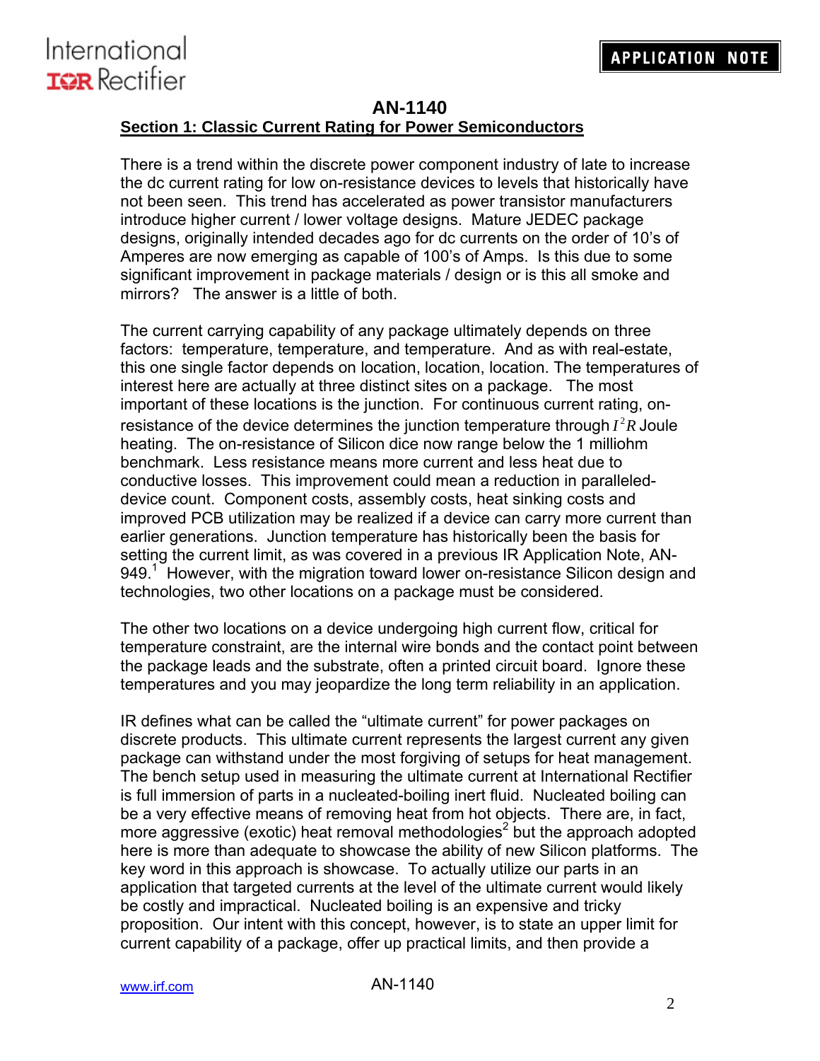## AN-1140

### Section 1: Classic Current Rating for Power Semiconductors

There is a trend within the discrete power component industry of late to increase the dc current rating for low on-resistance devices to levels that historically have not been seen. This trend has accelerated as power transistor manufacturers introduce higher current / lower voltage designs. Mature JEDEC package designs, originally intended decades ago for dc currents on the order of 10's of Amperes are now emerging as capable of 100's of Amps. Is this due to some significant improvement in package materials / design or is this all smoke and mirrors? The answer is a little of both.

The current carrying capability of any package ultimately depends on three factors: temperature, temperature, and temperature. And as with real-estate, this one single factor depends on location, location, location. The temperatures of interest here are actually at three distinct sites on a package. The most important of these locations is the junction. For continuous current rating, on-resistance of the device determines the junction temperature through $I^2R$ Joule heating. The on-resistance of Silicon dice now range below the 1 milliohm benchmark. Less resistance means more current and less heat due to conductive losses. This improvement could mean a reduction in paralleled-device count. Component costs, assembly costs, heat sinking costs and improved PCB utilization may be realized if a device can carry more current than earlier generations. Junction temperature has historically been the basis for setting the current limit, as was covered in a previous IR Application Note, AN-949.[1] However, with the migration toward lower on-resistance Silicon design and technologies, two other locations on a package must be considered.

The other two locations on a device undergoing high current flow, critical for temperature constraint, are the internal wire bonds and the contact point between the package leads and the substrate, often a printed circuit board. Ignore these temperatures and you may jeopardize the long term reliability in an application.

IR defines what can be called the "ultimate current" for power packages on discrete products. This ultimate current represents the largest current any given package can withstand under the most forgiving of setups for heat management. The bench setup used in measuring the ultimate current at International Rectifier is full immersion of parts in a nucleated-boiling inert fluid. Nucleated boiling can be a very effective means of removing heat from hot objects. There are, in fact, more aggressive (exotic) heat removal methodologies[2] but the approach adopted here is more than adequate to showcase the ability of new Silicon platforms. The key word in this approach is showcase. To actually utilize our parts in an application that targeted currents at the level of the ultimate current would likely be costly and impractical. Nucleated boiling is an expensive and tricky proposition. Our intent with this concept, however, is to state an upper limit for current capability of a package, offer up practical limits, and then provide a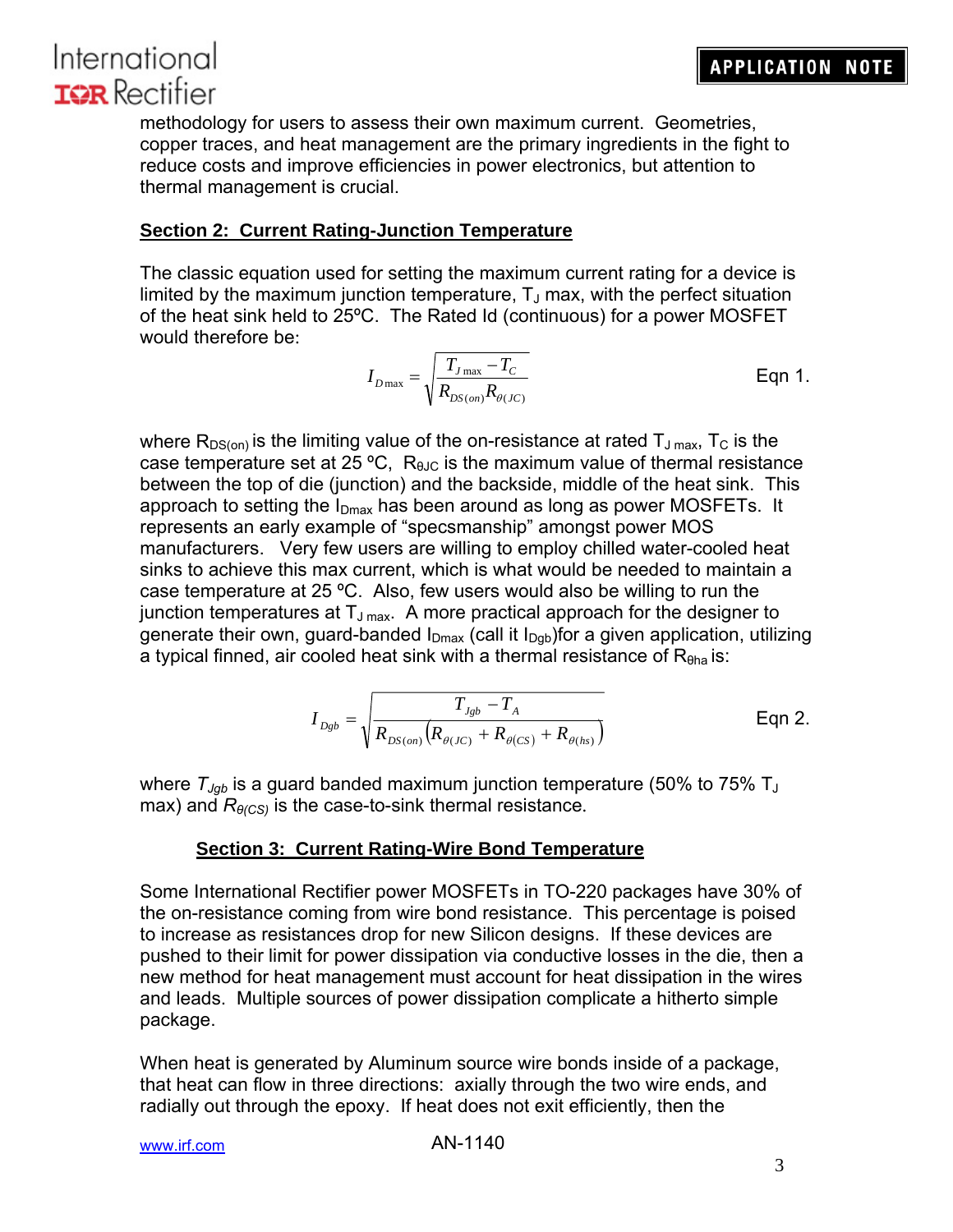methodology for users to assess their own maximum current. Geometries, copper traces, and heat management are the primary ingredients in the fight to reduce costs and improve efficiencies in power electronics, but attention to thermal management is crucial.

## Section 2: Current Rating-Junction Temperature

The classic equation used for setting the maximum current rating for a device is limited by the maximum junction temperature, $T_J$ max, with the perfect situation of the heat sink held to 25ºC. The Rated Id (continuous) for a power MOSFET would therefore be:

$$I_{D\max} = \sqrt{\frac{T_{J\max} - T_C}{R_{DS(on)} R_{\theta(JC)}}} \qquad \text{Eqn 1.}$$

where $R_{DS(on)}$ is the limiting value of the on-resistance at rated $T_{J\,max}$, $T_C$ is the case temperature set at 25 ºC, $R_{\theta JC}$ is the maximum value of thermal resistance between the top of die (junction) and the backside, middle of the heat sink. This approach to setting the $I_{Dmax}$ has been around as long as power MOSFETs. It represents an early example of "specsmanship" amongst power MOS manufacturers. Very few users are willing to employ chilled water-cooled heat sinks to achieve this max current, which is what would be needed to maintain a case temperature at 25 ºC. Also, few users would also be willing to run the junction temperatures at $T_{J\,max}$. A more practical approach for the designer to generate their own, guard-banded $I_{Dmax}$ (call it $I_{Dgb}$)for a given application, utilizing a typical finned, air cooled heat sink with a thermal resistance of $R_{\theta ha}$ is:

$$I_{Dgb} = \sqrt{\frac{T_{Jgb} - T_A}{R_{DS(on)}\left(R_{\theta(JC)} + R_{\theta(CS)} + R_{\theta(hs)}\right)}} \qquad \text{Eqn 2.}$$

where $T_{Jgb}$ is a guard banded maximum junction temperature (50% to 75% $T_J$ max) and $R_{\theta(CS)}$ is the case-to-sink thermal resistance.

## Section 3: Current Rating-Wire Bond Temperature

Some International Rectifier power MOSFETs in TO-220 packages have 30% of the on-resistance coming from wire bond resistance. This percentage is poised to increase as resistances drop for new Silicon designs. If these devices are pushed to their limit for power dissipation via conductive losses in the die, then a new method for heat management must account for heat dissipation in the wires and leads. Multiple sources of power dissipation complicate a hitherto simple package.

When heat is generated by Aluminum source wire bonds inside of a package, that heat can flow in three directions: axially through the two wire ends, and radially out through the epoxy. If heat does not exit efficiently, then the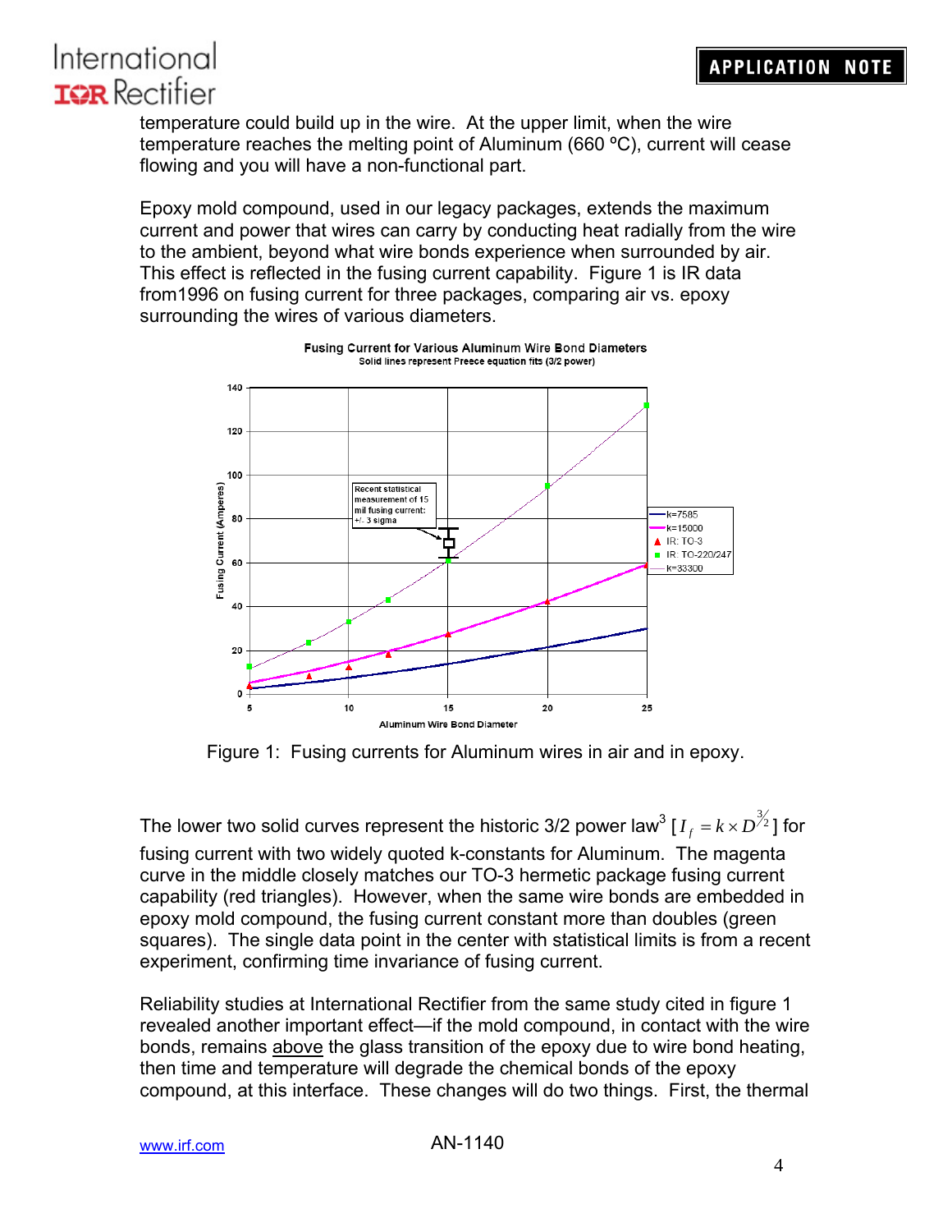temperature could build up in the wire. At the upper limit, when the wire temperature reaches the melting point of Aluminum (660 ºC), current will cease flowing and you will have a non-functional part.

Epoxy mold compound, used in our legacy packages, extends the maximum current and power that wires can carry by conducting heat radially from the wire to the ambient, beyond what wire bonds experience when surrounded by air. This effect is reflected in the fusing current capability. Figure 1 is IR data from1996 on fusing current for three packages, comparing air vs. epoxy surrounding the wires of various diameters.

Figure 1: Fusing currents for Aluminum wires in air and in epoxy.

The lower two solid curves represent the historic 3/2 power law[3] [$I_f = k \times D^{3/2}$] for fusing current with two widely quoted k-constants for Aluminum. The magenta curve in the middle closely matches our TO-3 hermetic package fusing current capability (red triangles). However, when the same wire bonds are embedded in epoxy mold compound, the fusing current constant more than doubles (green squares). The single data point in the center with statistical limits is from a recent experiment, confirming time invariance of fusing current.

Reliability studies at International Rectifier from the same study cited in figure 1 revealed another important effect—if the mold compound, in contact with the wire bonds, remains <u>above</u> the glass transition of the epoxy due to wire bond heating, then time and temperature will degrade the chemical bonds of the epoxy compound, at this interface. These changes will do two things. First, the thermal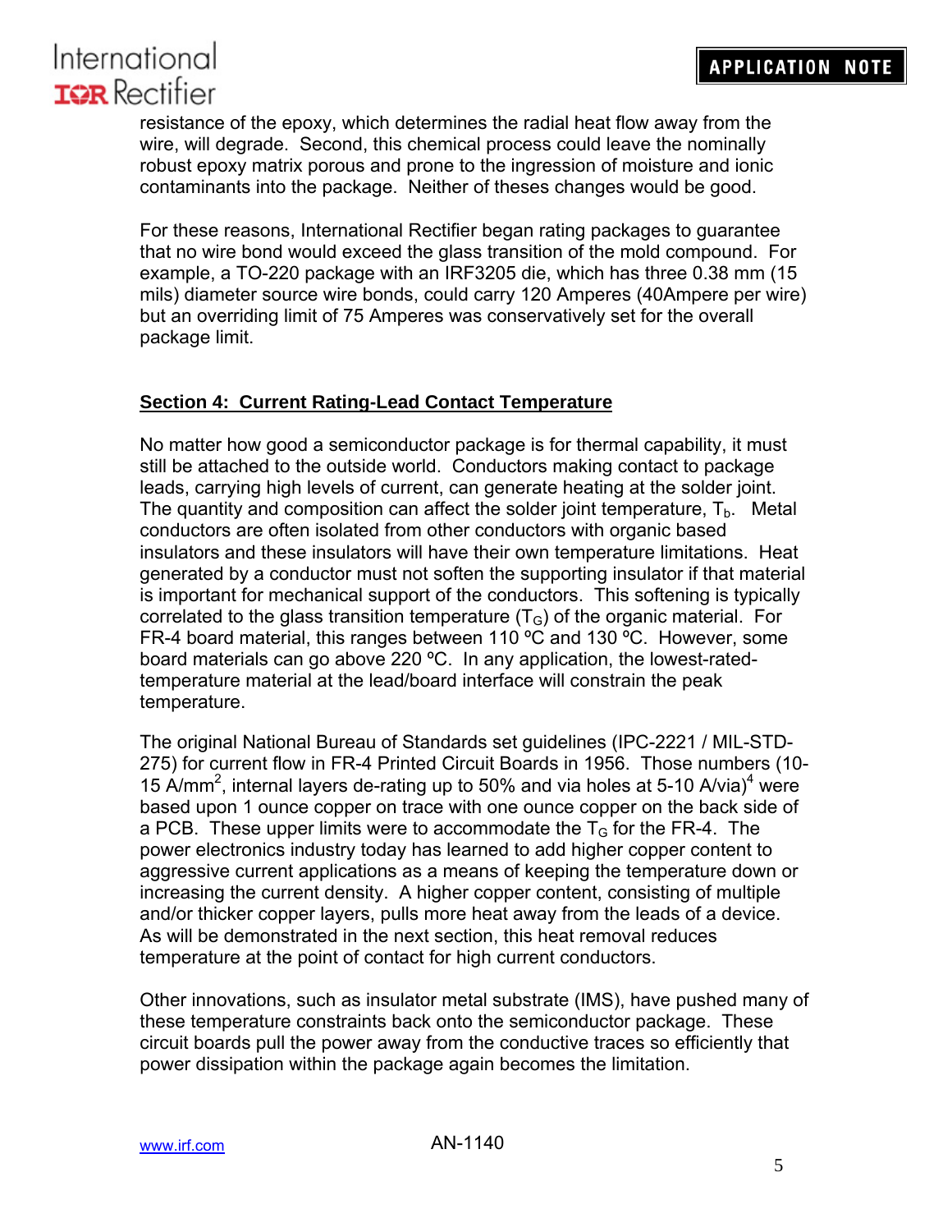resistance of the epoxy, which determines the radial heat flow away from the wire, will degrade. Second, this chemical process could leave the nominally robust epoxy matrix porous and prone to the ingression of moisture and ionic contaminants into the package. Neither of theses changes would be good.

For these reasons, International Rectifier began rating packages to guarantee that no wire bond would exceed the glass transition of the mold compound. For example, a TO-220 package with an IRF3205 die, which has three 0.38 mm (15 mils) diameter source wire bonds, could carry 120 Amperes (40Ampere per wire) but an overriding limit of 75 Amperes was conservatively set for the overall package limit.

## Section 4: Current Rating-Lead Contact Temperature

No matter how good a semiconductor package is for thermal capability, it must still be attached to the outside world. Conductors making contact to package leads, carrying high levels of current, can generate heating at the solder joint. The quantity and composition can affect the solder joint temperature, $T_b$. Metal conductors are often isolated from other conductors with organic based insulators and these insulators will have their own temperature limitations. Heat generated by a conductor must not soften the supporting insulator if that material is important for mechanical support of the conductors. This softening is typically correlated to the glass transition temperature ($T_G$) of the organic material. For FR-4 board material, this ranges between 110 ºC and 130 ºC. However, some board materials can go above 220 ºC. In any application, the lowest-rated-temperature material at the lead/board interface will constrain the peak temperature.

The original National Bureau of Standards set guidelines (IPC-2221 / MIL-STD-275) for current flow in FR-4 Printed Circuit Boards in 1956. Those numbers (10-15 A/mm$^2$, internal layers de-rating up to 50% and via holes at 5-10 A/via)[4] were based upon 1 ounce copper on trace with one ounce copper on the back side of a PCB. These upper limits were to accommodate the $T_G$ for the FR-4. The power electronics industry today has learned to add higher copper content to aggressive current applications as a means of keeping the temperature down or increasing the current density. A higher copper content, consisting of multiple and/or thicker copper layers, pulls more heat away from the leads of a device. As will be demonstrated in the next section, this heat removal reduces temperature at the point of contact for high current conductors.

Other innovations, such as insulator metal substrate (IMS), have pushed many of these temperature constraints back onto the semiconductor package. These circuit boards pull the power away from the conductive traces so efficiently that power dissipation within the package again becomes the limitation.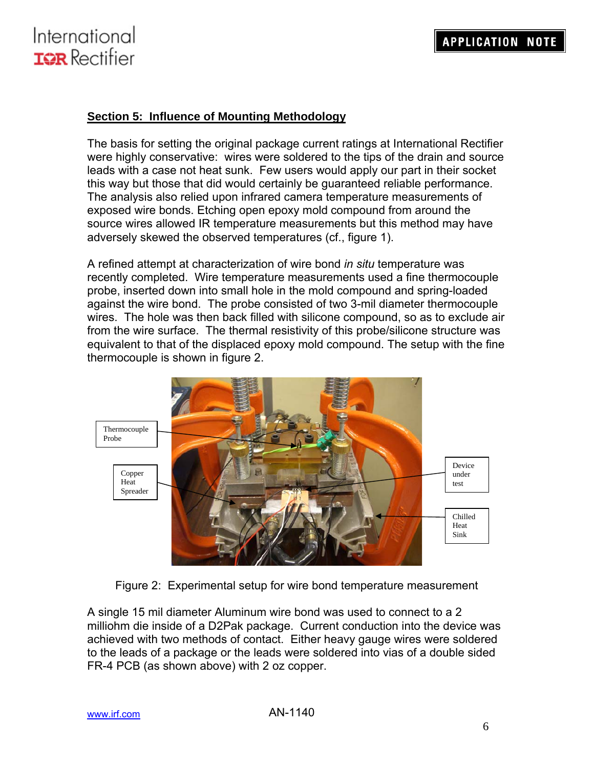## Section 5: Influence of Mounting Methodology

The basis for setting the original package current ratings at International Rectifier were highly conservative: wires were soldered to the tips of the drain and source leads with a case not heat sunk. Few users would apply our part in their socket this way but those that did would certainly be guaranteed reliable performance. The analysis also relied upon infrared camera temperature measurements of exposed wire bonds. Etching open epoxy mold compound from around the source wires allowed IR temperature measurements but this method may have adversely skewed the observed temperatures (cf., figure 1).

A refined attempt at characterization of wire bond *in situ* temperature was recently completed. Wire temperature measurements used a fine thermocouple probe, inserted down into small hole in the mold compound and spring-loaded against the wire bond. The probe consisted of two 3-mil diameter thermocouple wires. The hole was then back filled with silicone compound, so as to exclude air from the wire surface. The thermal resistivity of this probe/silicone structure was equivalent to that of the displaced epoxy mold compound. The setup with the fine thermocouple is shown in figure 2.

Thermocouple Probe

Copper Heat Spreader

Device under test

Chilled Heat Sink

Figure 2: Experimental setup for wire bond temperature measurement

A single 15 mil diameter Aluminum wire bond was used to connect to a 2 milliohm die inside of a D2Pak package. Current conduction into the device was achieved with two methods of contact. Either heavy gauge wires were soldered to the leads of a package or the leads were soldered into vias of a double sided FR-4 PCB (as shown above) with 2 oz copper.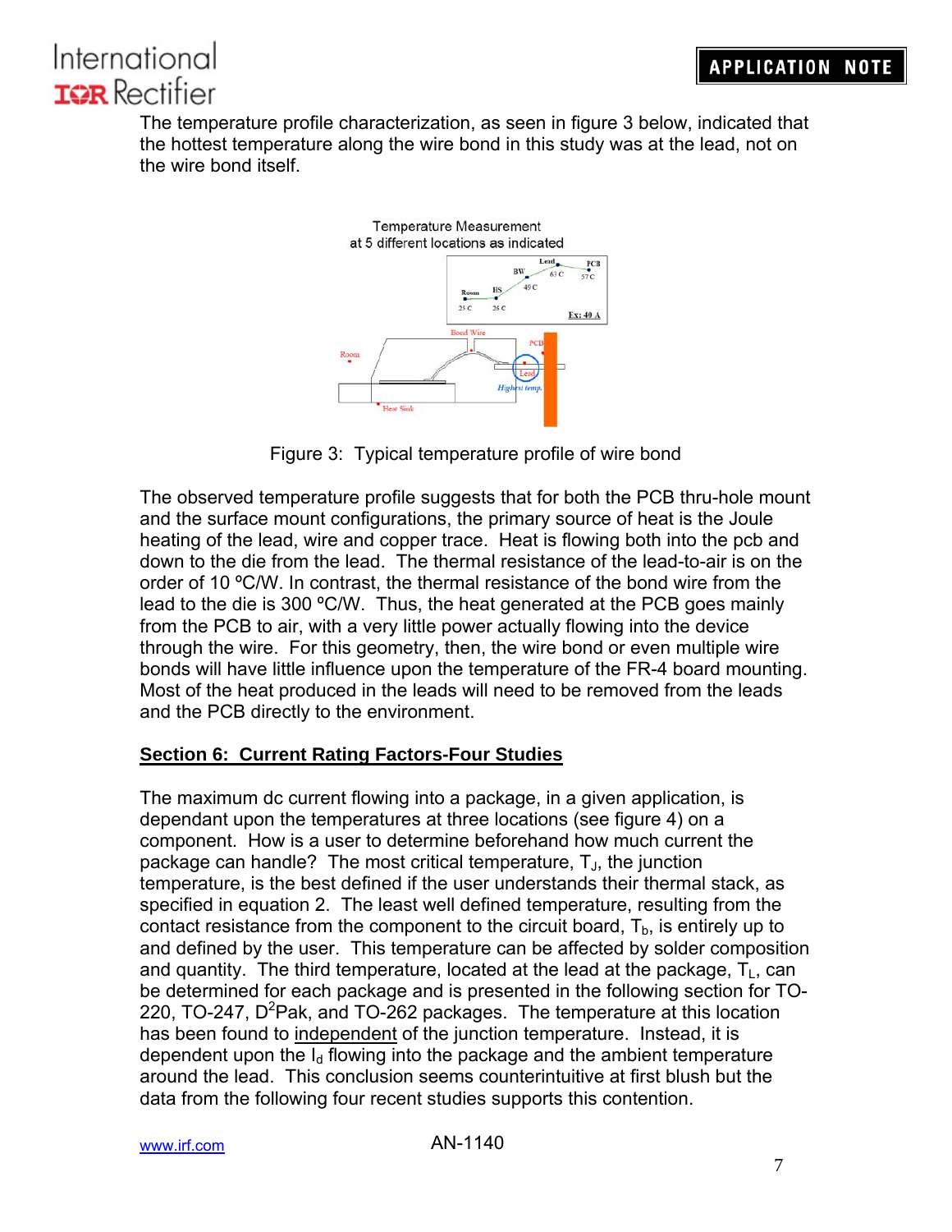The temperature profile characterization, as seen in figure 3 below, indicated that the hottest temperature along the wire bond in this study was at the lead, not on the wire bond itself.

Figure 3: Typical temperature profile of wire bond

The observed temperature profile suggests that for both the PCB thru-hole mount and the surface mount configurations, the primary source of heat is the Joule heating of the lead, wire and copper trace. Heat is flowing both into the pcb and down to the die from the lead. The thermal resistance of the lead-to-air is on the order of 10 ºC/W. In contrast, the thermal resistance of the bond wire from the lead to the die is 300 ºC/W. Thus, the heat generated at the PCB goes mainly from the PCB to air, with a very little power actually flowing into the device through the wire. For this geometry, then, the wire bond or even multiple wire bonds will have little influence upon the temperature of the FR-4 board mounting. Most of the heat produced in the leads will need to be removed from the leads and the PCB directly to the environment.

## Section 6: Current Rating Factors-Four Studies

The maximum dc current flowing into a package, in a given application, is dependant upon the temperatures at three locations (see figure 4) on a component. How is a user to determine beforehand how much current the package can handle? The most critical temperature, $T_J$, the junction temperature, is the best defined if the user understands their thermal stack, as specified in equation 2. The least well defined temperature, resulting from the contact resistance from the component to the circuit board, $T_b$, is entirely up to and defined by the user. This temperature can be affected by solder composition and quantity. The third temperature, located at the lead at the package, $T_L$, can be determined for each package and is presented in the following section for TO-220, TO-247, $D^2$Pak, and TO-262 packages. The temperature at this location has been found to independent of the junction temperature. Instead, it is dependent upon the $I_d$ flowing into the package and the ambient temperature around the lead. This conclusion seems counterintuitive at first blush but the data from the following four recent studies supports this contention.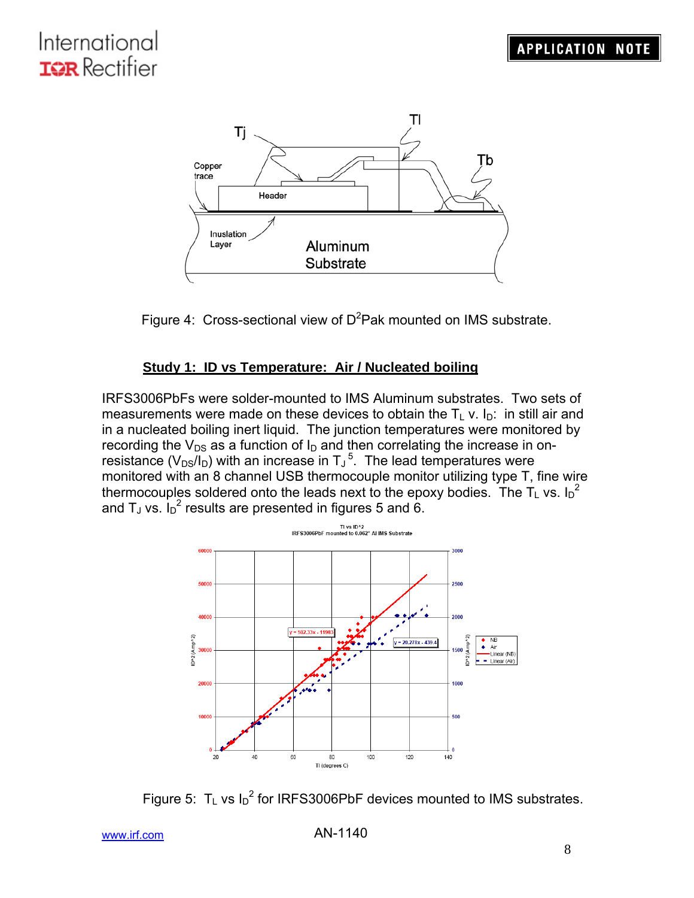Figure 4: Cross-sectional view of $D^2$Pak mounted on IMS substrate.

## Study 1: ID vs Temperature: Air / Nucleated boiling

IRFS3006PbFs were solder-mounted to IMS Aluminum substrates. Two sets of measurements were made on these devices to obtain the $T_L$ v. $I_D$: in still air and in a nucleated boiling inert liquid. The junction temperatures were monitored by recording the $V_{DS}$ as a function of $I_D$ and then correlating the increase in on-resistance ($V_{DS}/I_D$) with an increase in $T_J$ [5]. The lead temperatures were monitored with an 8 channel USB thermocouple monitor utilizing type T, fine wire thermocouples soldered onto the leads next to the epoxy bodies. The $T_L$ vs. $I_D^2$ and $T_J$ vs. $I_D^2$ results are presented in figures 5 and 6.

Figure 5: $T_L$ vs $I_D^2$ for IRFS3006PbF devices mounted to IMS substrates.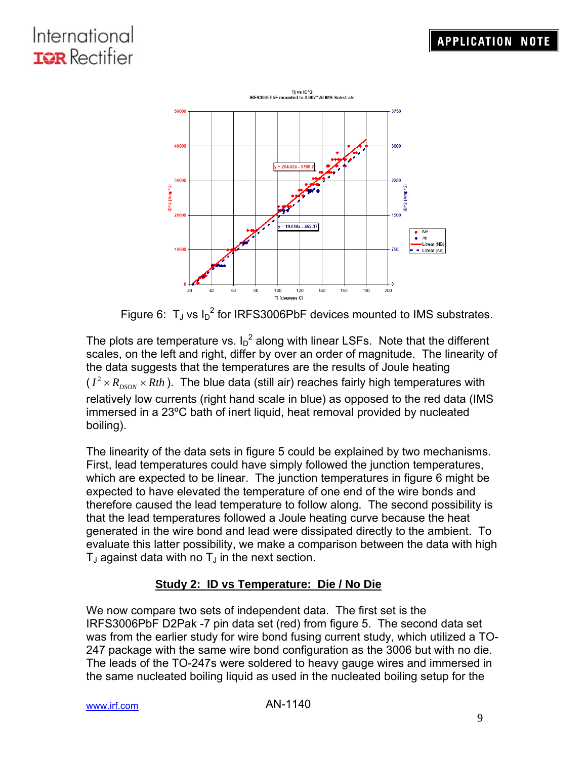Figure 6: $T_J$ vs $I_D^2$ for IRFS3006PbF devices mounted to IMS substrates.

The plots are temperature vs. $I_D^2$ along with linear LSFs. Note that the different scales, on the left and right, differ by over an order of magnitude. The linearity of the data suggests that the temperatures are the results of Joule heating ($I^2 \times R_{DSON} \times Rth$). The blue data (still air) reaches fairly high temperatures with relatively low currents (right hand scale in blue) as opposed to the red data (IMS immersed in a 23ºC bath of inert liquid, heat removal provided by nucleated boiling).

The linearity of the data sets in figure 5 could be explained by two mechanisms. First, lead temperatures could have simply followed the junction temperatures, which are expected to be linear. The junction temperatures in figure 6 might be expected to have elevated the temperature of one end of the wire bonds and therefore caused the lead temperature to follow along. The second possibility is that the lead temperatures followed a Joule heating curve because the heat generated in the wire bond and lead were dissipated directly to the ambient. To evaluate this latter possibility, we make a comparison between the data with high $T_J$ against data with no $T_J$ in the next section.

## Study 2: ID vs Temperature: Die / No Die

We now compare two sets of independent data. The first set is the IRFS3006PbF D2Pak -7 pin data set (red) from figure 5. The second data set was from the earlier study for wire bond fusing current study, which utilized a TO-247 package with the same wire bond configuration as the 3006 but with no die. The leads of the TO-247s were soldered to heavy gauge wires and immersed in the same nucleated boiling liquid as used in the nucleated boiling setup for the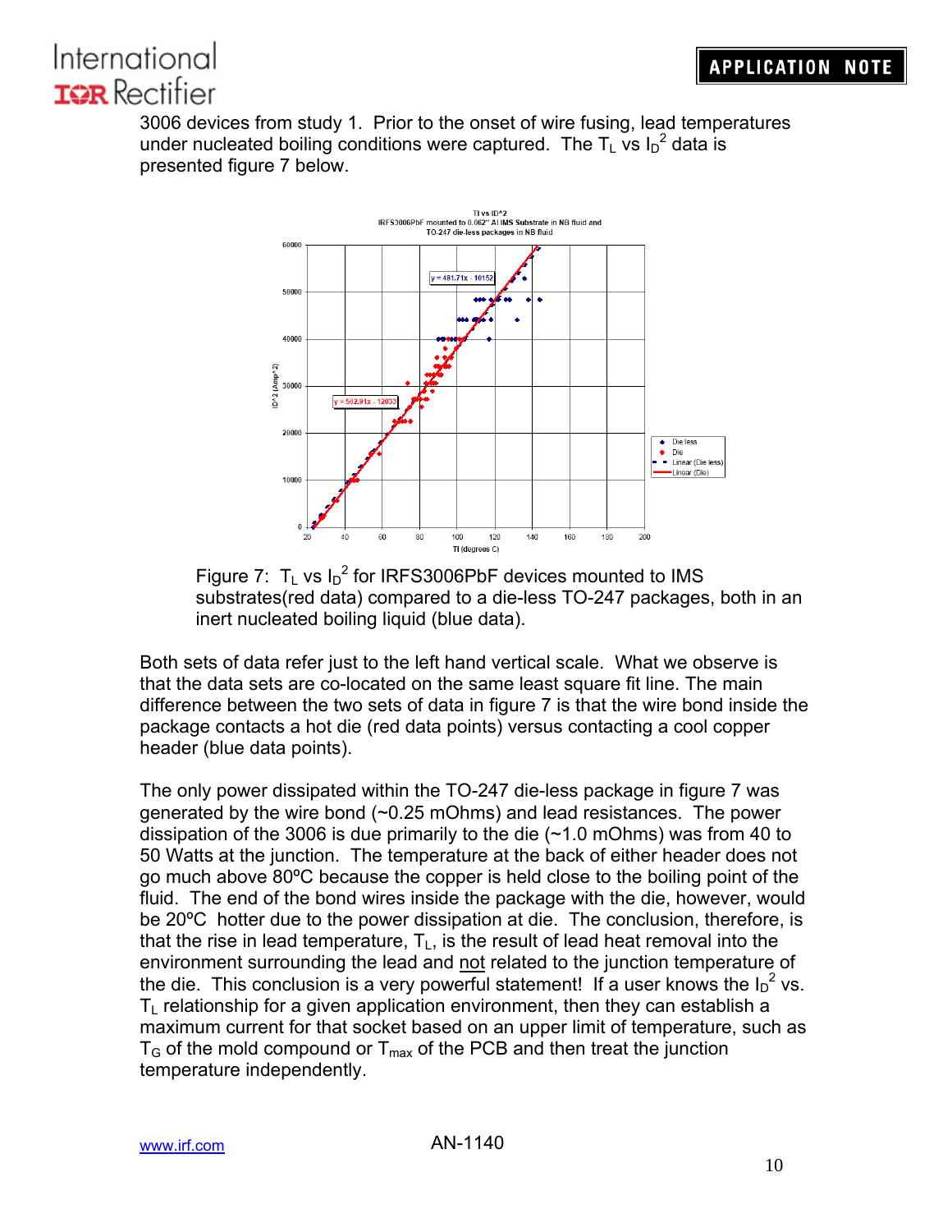3006 devices from study 1. Prior to the onset of wire fusing, lead temperatures under nucleated boiling conditions were captured. The $T_L$ vs $I_D^2$ data is presented figure 7 below.

Figure 7: $T_L$ vs $I_D^2$ for IRFS3006PbF devices mounted to IMS substrates(red data) compared to a die-less TO-247 packages, both in an inert nucleated boiling liquid (blue data).

Both sets of data refer just to the left hand vertical scale. What we observe is that the data sets are co-located on the same least square fit line. The main difference between the two sets of data in figure 7 is that the wire bond inside the package contacts a hot die (red data points) versus contacting a cool copper header (blue data points).

The only power dissipated within the TO-247 die-less package in figure 7 was generated by the wire bond (~0.25 mOhms) and lead resistances. The power dissipation of the 3006 is due primarily to the die (~1.0 mOhms) was from 40 to 50 Watts at the junction. The temperature at the back of either header does not go much above 80ºC because the copper is held close to the boiling point of the fluid. The end of the bond wires inside the package with the die, however, would be 20ºC hotter due to the power dissipation at die. The conclusion, therefore, is that the rise in lead temperature, $T_L$, is the result of lead heat removal into the environment surrounding the lead and not related to the junction temperature of the die. This conclusion is a very powerful statement! If a user knows the $I_D^2$ vs. $T_L$ relationship for a given application environment, then they can establish a maximum current for that socket based on an upper limit of temperature, such as $T_G$ of the mold compound or $T_{max}$ of the PCB and then treat the junction temperature independently.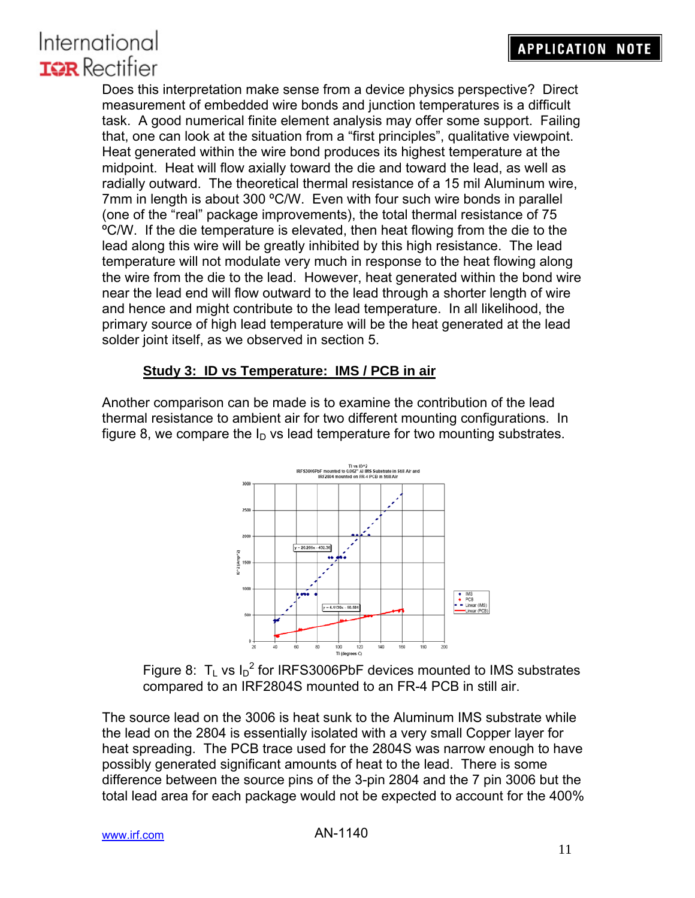Does this interpretation make sense from a device physics perspective? Direct measurement of embedded wire bonds and junction temperatures is a difficult task. A good numerical finite element analysis may offer some support. Failing that, one can look at the situation from a "first principles", qualitative viewpoint. Heat generated within the wire bond produces its highest temperature at the midpoint. Heat will flow axially toward the die and toward the lead, as well as radially outward. The theoretical thermal resistance of a 15 mil Aluminum wire, 7mm in length is about 300 ºC/W. Even with four such wire bonds in parallel (one of the "real" package improvements), the total thermal resistance of 75 ºC/W. If the die temperature is elevated, then heat flowing from the die to the lead along this wire will be greatly inhibited by this high resistance. The lead temperature will not modulate very much in response to the heat flowing along the wire from the die to the lead. However, heat generated within the bond wire near the lead end will flow outward to the lead through a shorter length of wire and hence and might contribute to the lead temperature. In all likelihood, the primary source of high lead temperature will be the heat generated at the lead solder joint itself, as we observed in section 5.

**Study 3: ID vs Temperature: IMS / PCB in air**

Another comparison can be made is to examine the contribution of the lead thermal resistance to ambient air for two different mounting configurations. In figure 8, we compare the $I_D$ vs lead temperature for two mounting substrates.

Figure 8: $T_L$ vs $I_D^2$ for IRFS3006PbF devices mounted to IMS substrates compared to an IRF2804S mounted to an FR-4 PCB in still air.

The source lead on the 3006 is heat sunk to the Aluminum IMS substrate while the lead on the 2804 is essentially isolated with a very small Copper layer for heat spreading. The PCB trace used for the 2804S was narrow enough to have possibly generated significant amounts of heat to the lead. There is some difference between the source pins of the 3-pin 2804 and the 7 pin 3006 but the total lead area for each package would not be expected to account for the 400%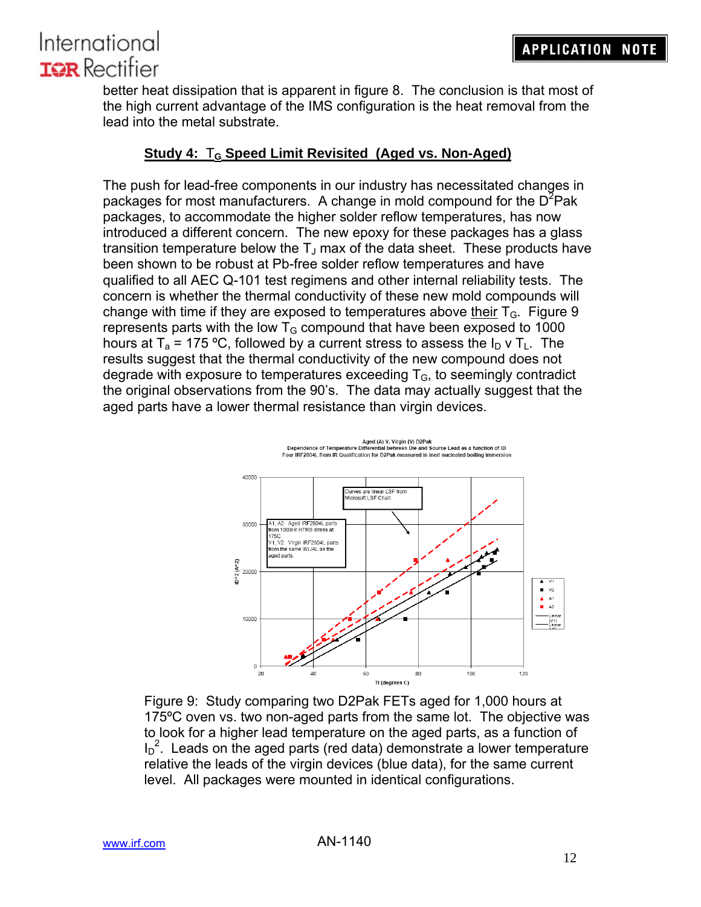better heat dissipation that is apparent in figure 8. The conclusion is that most of the high current advantage of the IMS configuration is the heat removal from the lead into the metal substrate.

## Study 4: $T_G$ Speed Limit Revisited (Aged vs. Non-Aged)

The push for lead-free components in our industry has necessitated changes in packages for most manufacturers. A change in mold compound for the $D^2$Pak packages, to accommodate the higher solder reflow temperatures, has now introduced a different concern. The new epoxy for these packages has a glass transition temperature below the $T_J$ max of the data sheet. These products have been shown to be robust at Pb-free solder reflow temperatures and have qualified to all AEC Q-101 test regimens and other internal reliability tests. The concern is whether the thermal conductivity of these new mold compounds will change with time if they are exposed to temperatures above their $T_G$. Figure 9 represents parts with the low $T_G$ compound that have been exposed to 1000 hours at $T_a$ = 175 ºC, followed by a current stress to assess the $I_D$ v $T_L$. The results suggest that the thermal conductivity of the new compound does not degrade with exposure to temperatures exceeding $T_G$, to seemingly contradict the original observations from the 90's. The data may actually suggest that the aged parts have a lower thermal resistance than virgin devices.

Figure 9: Study comparing two D2Pak FETs aged for 1,000 hours at 175ºC oven vs. two non-aged parts from the same lot. The objective was to look for a higher lead temperature on the aged parts, as a function of $I_D^2$. Leads on the aged parts (red data) demonstrate a lower temperature relative the leads of the virgin devices (blue data), for the same current level. All packages were mounted in identical configurations.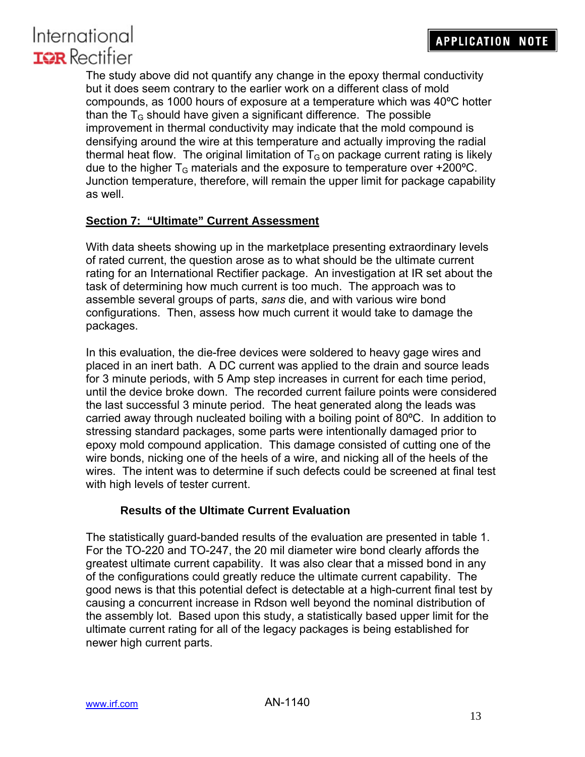The study above did not quantify any change in the epoxy thermal conductivity but it does seem contrary to the earlier work on a different class of mold compounds, as 1000 hours of exposure at a temperature which was 40ºC hotter than the $T_G$ should have given a significant difference. The possible improvement in thermal conductivity may indicate that the mold compound is densifying around the wire at this temperature and actually improving the radial thermal heat flow. The original limitation of $T_G$ on package current rating is likely due to the higher $T_G$ materials and the exposure to temperature over +200ºC. Junction temperature, therefore, will remain the upper limit for package capability as well.

## Section 7: "Ultimate" Current Assessment

With data sheets showing up in the marketplace presenting extraordinary levels of rated current, the question arose as to what should be the ultimate current rating for an International Rectifier package. An investigation at IR set about the task of determining how much current is too much. The approach was to assemble several groups of parts, *sans* die, and with various wire bond configurations. Then, assess how much current it would take to damage the packages.

In this evaluation, the die-free devices were soldered to heavy gage wires and placed in an inert bath. A DC current was applied to the drain and source leads for 3 minute periods, with 5 Amp step increases in current for each time period, until the device broke down. The recorded current failure points were considered the last successful 3 minute period. The heat generated along the leads was carried away through nucleated boiling with a boiling point of 80ºC. In addition to stressing standard packages, some parts were intentionally damaged prior to epoxy mold compound application. This damage consisted of cutting one of the wire bonds, nicking one of the heels of a wire, and nicking all of the heels of the wires. The intent was to determine if such defects could be screened at final test with high levels of tester current.

### Results of the Ultimate Current Evaluation

The statistically guard-banded results of the evaluation are presented in table 1. For the TO-220 and TO-247, the 20 mil diameter wire bond clearly affords the greatest ultimate current capability. It was also clear that a missed bond in any of the configurations could greatly reduce the ultimate current capability. The good news is that this potential defect is detectable at a high-current final test by causing a concurrent increase in Rdson well beyond the nominal distribution of the assembly lot. Based upon this study, a statistically based upper limit for the ultimate current rating for all of the legacy packages is being established for newer high current parts.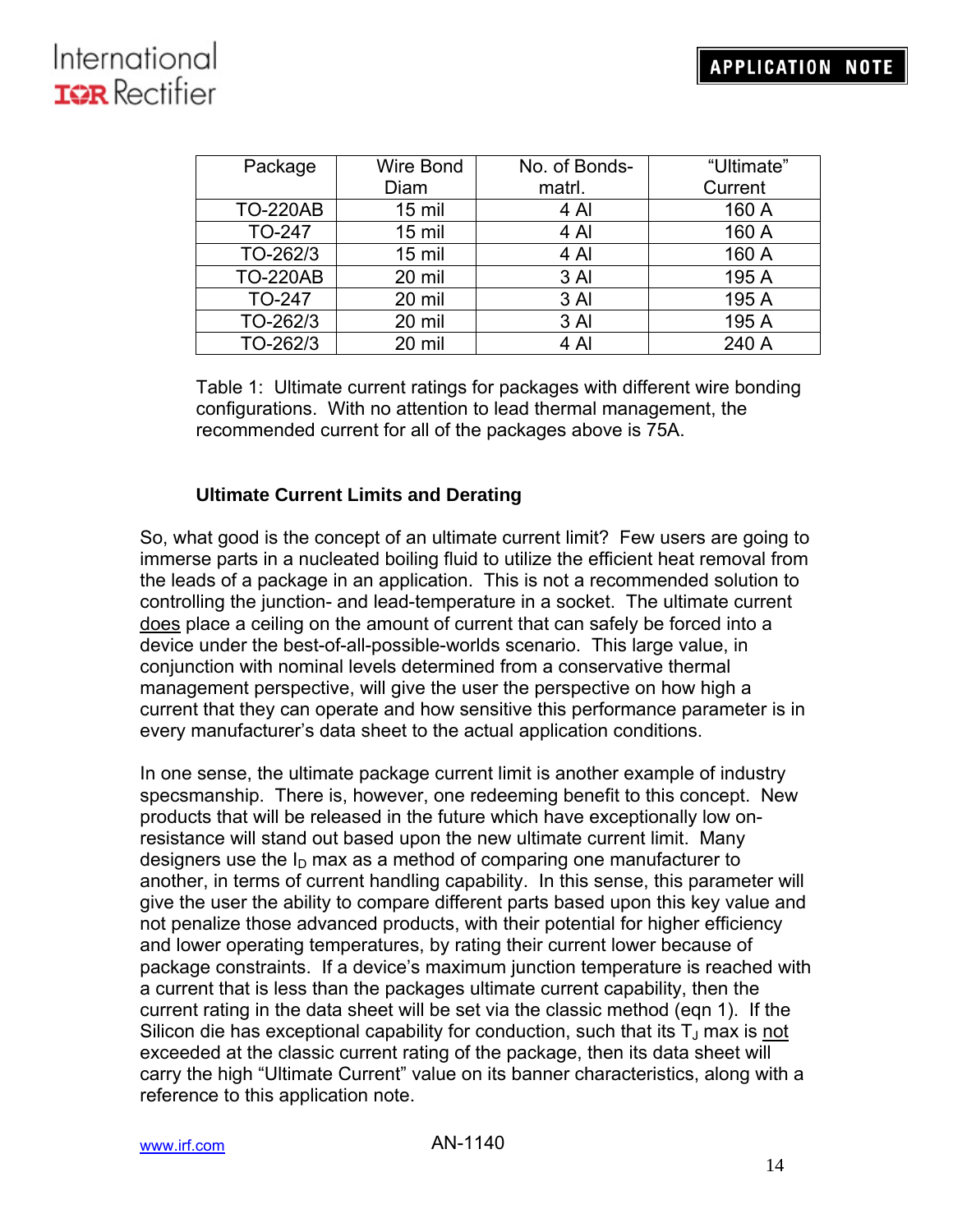| Package | Wire Bond Diam | No. of Bonds-matrl. | “Ultimate” Current |
|---|---|---|---|
| TO-220AB | 15 mil | 4 Al | 160 A |
| TO-247 | 15 mil | 4 Al | 160 A |
| TO-262/3 | 15 mil | 4 Al | 160 A |
| TO-220AB | 20 mil | 3 Al | 195 A |
| TO-247 | 20 mil | 3 Al | 195 A |
| TO-262/3 | 20 mil | 3 Al | 195 A |
| TO-262/3 | 20 mil | 4 Al | 240 A |

Table 1: Ultimate current ratings for packages with different wire bonding configurations. With no attention to lead thermal management, the recommended current for all of the packages above is 75A.

### Ultimate Current Limits and Derating

So, what good is the concept of an ultimate current limit? Few users are going to immerse parts in a nucleated boiling fluid to utilize the efficient heat removal from the leads of a package in an application. This is not a recommended solution to controlling the junction- and lead-temperature in a socket. The ultimate current does place a ceiling on the amount of current that can safely be forced into a device under the best-of-all-possible-worlds scenario. This large value, in conjunction with nominal levels determined from a conservative thermal management perspective, will give the user the perspective on how high a current that they can operate and how sensitive this performance parameter is in every manufacturer’s data sheet to the actual application conditions.

In one sense, the ultimate package current limit is another example of industry specsmanship. There is, however, one redeeming benefit to this concept. New products that will be released in the future which have exceptionally low on-resistance will stand out based upon the new ultimate current limit. Many designers use the $I_D$ max as a method of comparing one manufacturer to another, in terms of current handling capability. In this sense, this parameter will give the user the ability to compare different parts based upon this key value and not penalize those advanced products, with their potential for higher efficiency and lower operating temperatures, by rating their current lower because of package constraints. If a device’s maximum junction temperature is reached with a current that is less than the packages ultimate current capability, then the current rating in the data sheet will be set via the classic method (eqn 1). If the Silicon die has exceptional capability for conduction, such that its $T_J$ max is not exceeded at the classic current rating of the package, then its data sheet will carry the high “Ultimate Current” value on its banner characteristics, along with a reference to this application note.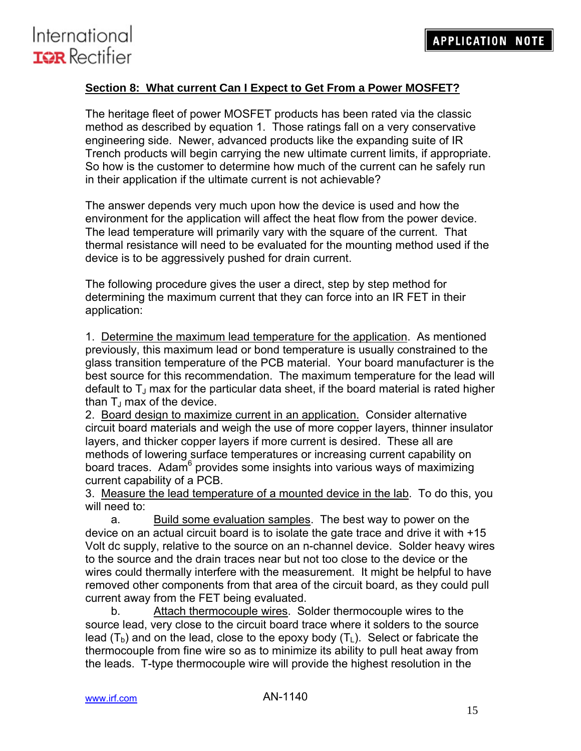## Section 8: What current Can I Expect to Get From a Power MOSFET?

The heritage fleet of power MOSFET products has been rated via the classic method as described by equation 1. Those ratings fall on a very conservative engineering side. Newer, advanced products like the expanding suite of IR Trench products will begin carrying the new ultimate current limits, if appropriate. So how is the customer to determine how much of the current can he safely run in their application if the ultimate current is not achievable?

The answer depends very much upon how the device is used and how the environment for the application will affect the heat flow from the power device. The lead temperature will primarily vary with the square of the current. That thermal resistance will need to be evaluated for the mounting method used if the device is to be aggressively pushed for drain current.

The following procedure gives the user a direct, step by step method for determining the maximum current that they can force into an IR FET in their application:

1. Determine the maximum lead temperature for the application. As mentioned previously, this maximum lead or bond temperature is usually constrained to the glass transition temperature of the PCB material. Your board manufacturer is the best source for this recommendation. The maximum temperature for the lead will default to $T_J$ max for the particular data sheet, if the board material is rated higher than $T_J$ max of the device.
2. Board design to maximize current in an application. Consider alternative circuit board materials and weigh the use of more copper layers, thinner insulator layers, and thicker copper layers if more current is desired. These all are methods of lowering surface temperatures or increasing current capability on board traces. Adam[6] provides some insights into various ways of maximizing current capability of a PCB.
3. Measure the lead temperature of a mounted device in the lab. To do this, you will need to:
   a. Build some evaluation samples. The best way to power on the device on an actual circuit board is to isolate the gate trace and drive it with +15 Volt dc supply, relative to the source on an n-channel device. Solder heavy wires to the source and the drain traces near but not too close to the device or the wires could thermally interfere with the measurement. It might be helpful to have removed other components from that area of the circuit board, as they could pull current away from the FET being evaluated.
   b. Attach thermocouple wires. Solder thermocouple wires to the source lead, very close to the circuit board trace where it solders to the source lead ($T_b$) and on the lead, close to the epoxy body ($T_L$). Select or fabricate the thermocouple from fine wire so as to minimize its ability to pull heat away from the leads. T-type thermocouple wire will provide the highest resolution in the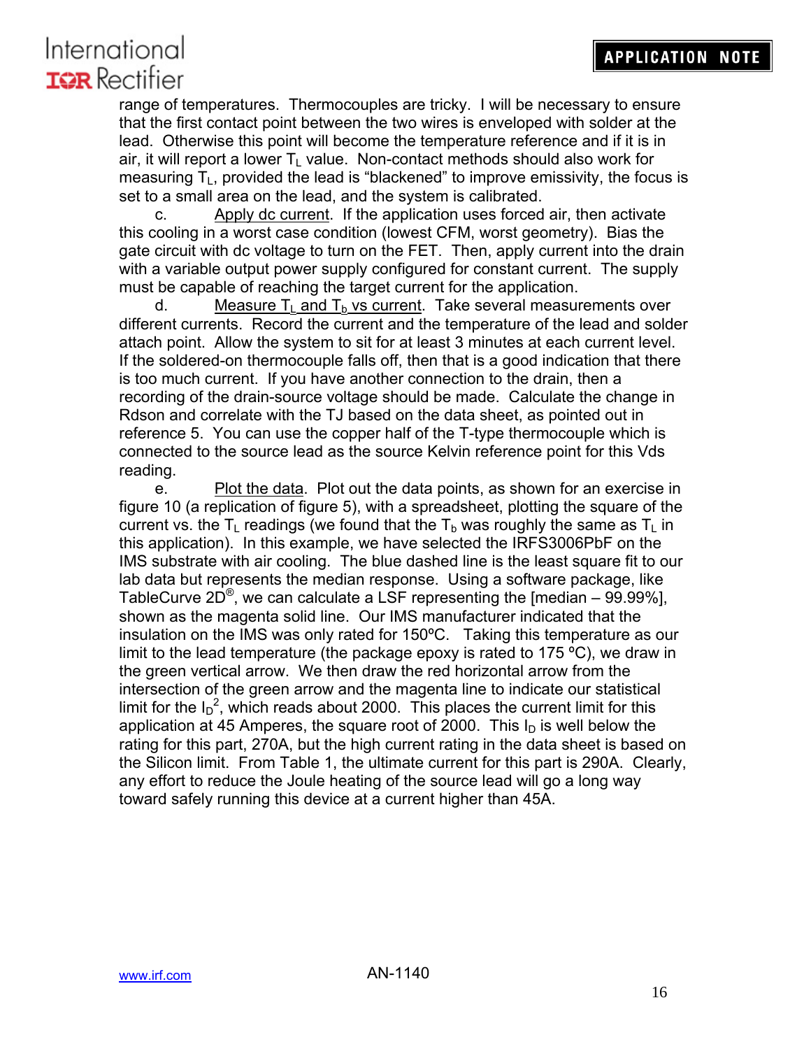range of temperatures. Thermocouples are tricky. I will be necessary to ensure that the first contact point between the two wires is enveloped with solder at the lead. Otherwise this point will become the temperature reference and if it is in air, it will report a lower $T_L$ value. Non-contact methods should also work for measuring $T_L$, provided the lead is "blackened" to improve emissivity, the focus is set to a small area on the lead, and the system is calibrated.

c. Apply dc current. If the application uses forced air, then activate this cooling in a worst case condition (lowest CFM, worst geometry). Bias the gate circuit with dc voltage to turn on the FET. Then, apply current into the drain with a variable output power supply configured for constant current. The supply must be capable of reaching the target current for the application.

d. Measure $T_L$ and $T_b$ vs current. Take several measurements over different currents. Record the current and the temperature of the lead and solder attach point. Allow the system to sit for at least 3 minutes at each current level. If the soldered-on thermocouple falls off, then that is a good indication that there is too much current. If you have another connection to the drain, then a recording of the drain-source voltage should be made. Calculate the change in Rdson and correlate with the TJ based on the data sheet, as pointed out in reference 5. You can use the copper half of the T-type thermocouple which is connected to the source lead as the source Kelvin reference point for this Vds reading.

e. Plot the data. Plot out the data points, as shown for an exercise in figure 10 (a replication of figure 5), with a spreadsheet, plotting the square of the current vs. the $T_L$ readings (we found that the $T_b$ was roughly the same as $T_L$ in this application). In this example, we have selected the IRFS3006PbF on the IMS substrate with air cooling. The blue dashed line is the least square fit to our lab data but represents the median response. Using a software package, like TableCurve 2D®, we can calculate a LSF representing the [median – 99.99%], shown as the magenta solid line. Our IMS manufacturer indicated that the insulation on the IMS was only rated for 150ºC. Taking this temperature as our limit to the lead temperature (the package epoxy is rated to 175 ºC), we draw in the green vertical arrow. We then draw the red horizontal arrow from the intersection of the green arrow and the magenta line to indicate our statistical limit for the $I_D^2$, which reads about 2000. This places the current limit for this application at 45 Amperes, the square root of 2000. This $I_D$ is well below the rating for this part, 270A, but the high current rating in the data sheet is based on the Silicon limit. From Table 1, the ultimate current for this part is 290A. Clearly, any effort to reduce the Joule heating of the source lead will go a long way toward safely running this device at a current higher than 45A.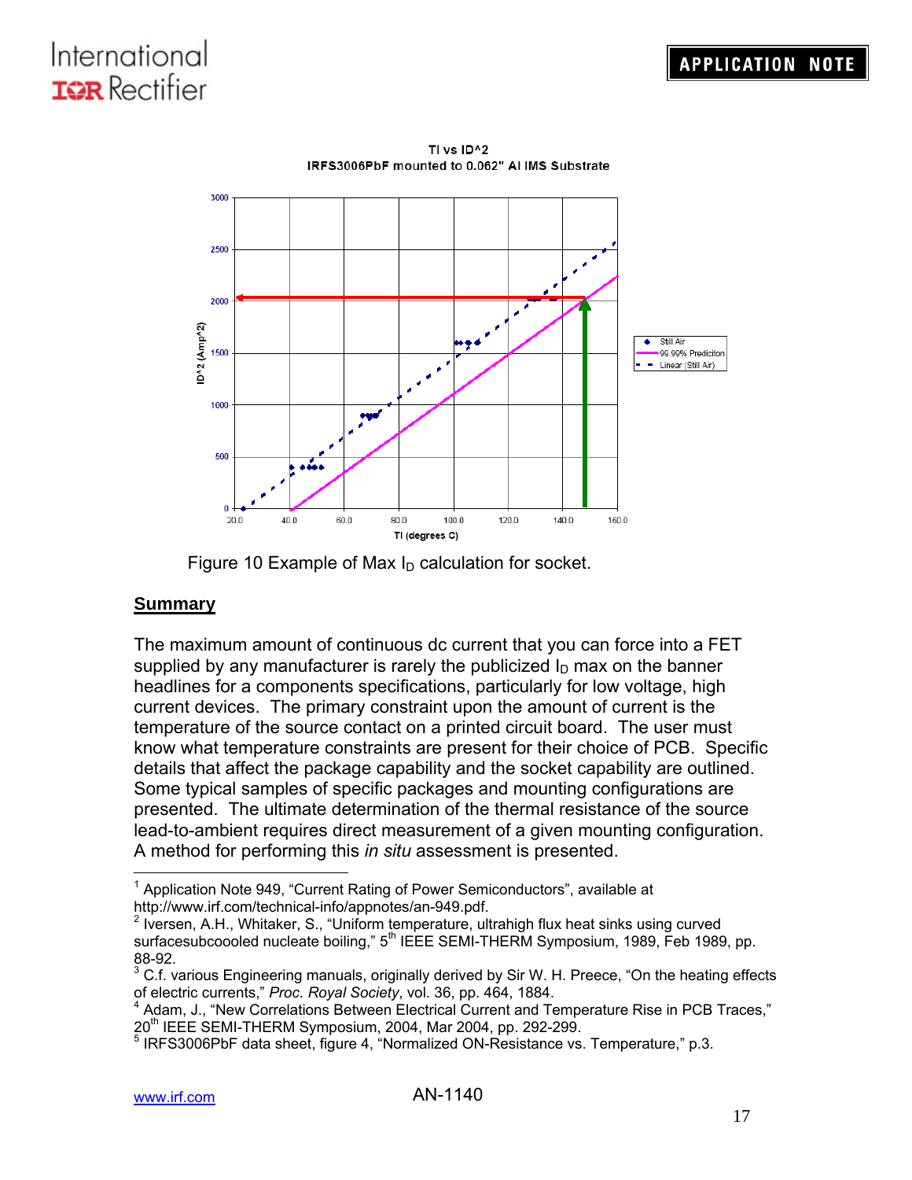Tl vs ID^2
IRFS3006PbF mounted to 0.062" Al IMS Substrate

ID^2 (Amp^2)

3000
2500
2000
1500
1000
500
0

20.0
40.0
60.0
80.0
100.0
120.0
140.0
160.0

Tl (degrees C)

Still Air
99.99% Prediciton
Linear (Still Air)

Figure 10 Example of Max $I_D$ calculation for socket.

## Summary

The maximum amount of continuous dc current that you can force into a FET supplied by any manufacturer is rarely the publicized $I_D$ max on the banner headlines for a components specifications, particularly for low voltage, high current devices. The primary constraint upon the amount of current is the temperature of the source contact on a printed circuit board. The user must know what temperature constraints are present for their choice of PCB. Specific details that affect the package capability and the socket capability are outlined. Some typical samples of specific packages and mounting configurations are presented. The ultimate determination of the thermal resistance of the source lead-to-ambient requires direct measurement of a given mounting configuration. A method for performing this *in situ* assessment is presented.

---

[1] Application Note 949, "Current Rating of Power Semiconductors", available at http://www.irf.com/technical-info/appnotes/an-949.pdf.

[2] Iversen, A.H., Whitaker, S., "Uniform temperature, ultrahigh flux heat sinks using curved surfacesubcoooled nucleate boiling," 5th IEEE SEMI-THERM Symposium, 1989, Feb 1989, pp. 88-92.

[3] C.f. various Engineering manuals, originally derived by Sir W. H. Preece, "On the heating effects of electric currents," *Proc. Royal Society*, vol. 36, pp. 464, 1884.

[4] Adam, J., "New Correlations Between Electrical Current and Temperature Rise in PCB Traces," 20th IEEE SEMI-THERM Symposium, 2004, Mar 2004, pp. 292-299.

[5] IRFS3006PbF data sheet, figure 4, "Normalized ON-Resistance vs. Temperature," p.3.